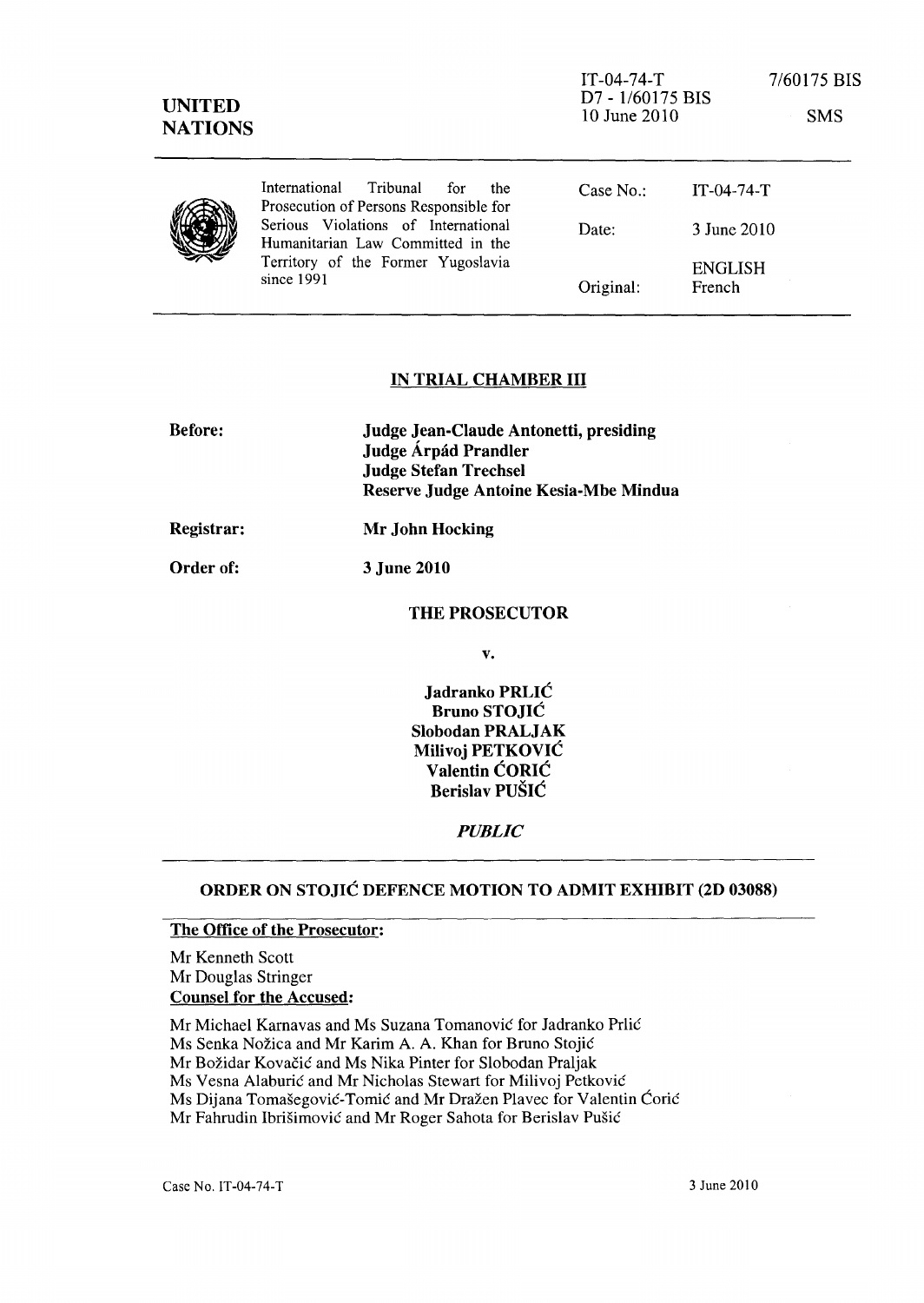IT-04-74-T
D7 - 1/60175 BIS
10 June 2010

7/60175 BIS

SMS

**UNITED NATIONS**

International Tribunal for the Prosecution of Persons Responsible for Serious Violations of International Humanitarian Law Committed in the Territory of the Former Yugoslavia since 1991

| | |
|---|---|
| Case No.: | IT-04-74-T |
| Date: | 3 June 2010 |
| | ENGLISH |
| Original: | French |

## IN TRIAL CHAMBER III

| | |
|---|---|
| **Before:** | **Judge Jean-Claude Antonetti, presiding** |
| | **Judge Árpád Prandler** |
| | **Judge Stefan Trechsel** |
| | **Reserve Judge Antoine Kesia-Mbe Mindua** |
| **Registrar:** | **Mr John Hocking** |
| **Order of:** | **3 June 2010** |

**THE PROSECUTOR**

**v.**

**Jadranko PRLIĆ**
**Bruno STOJIĆ**
**Slobodan PRALJAK**
**Milivoj PETKOVIĆ**
**Valentin ĆORIĆ**
**Berislav PUŠIĆ**

***PUBLIC***

## ORDER ON STOJIĆ DEFENCE MOTION TO ADMIT EXHIBIT (2D 03088)

**The Office of the Prosecutor:**

Mr Kenneth Scott
Mr Douglas Stringer

**Counsel for the Accused:**

Mr Michael Karnavas and Ms Suzana Tomanović for Jadranko Prlić
Ms Senka Nožica and Mr Karim A. A. Khan for Bruno Stojić
Mr Božidar Kovačić and Ms Nika Pinter for Slobodan Praljak
Ms Vesna Alaburić and Mr Nicholas Stewart for Milivoj Petković
Ms Dijana Tomašegović-Tomić and Mr Dražen Plavec for Valentin Ćorić
Mr Fahrudin Ibrišimović and Mr Roger Sahota for Berislav Pušić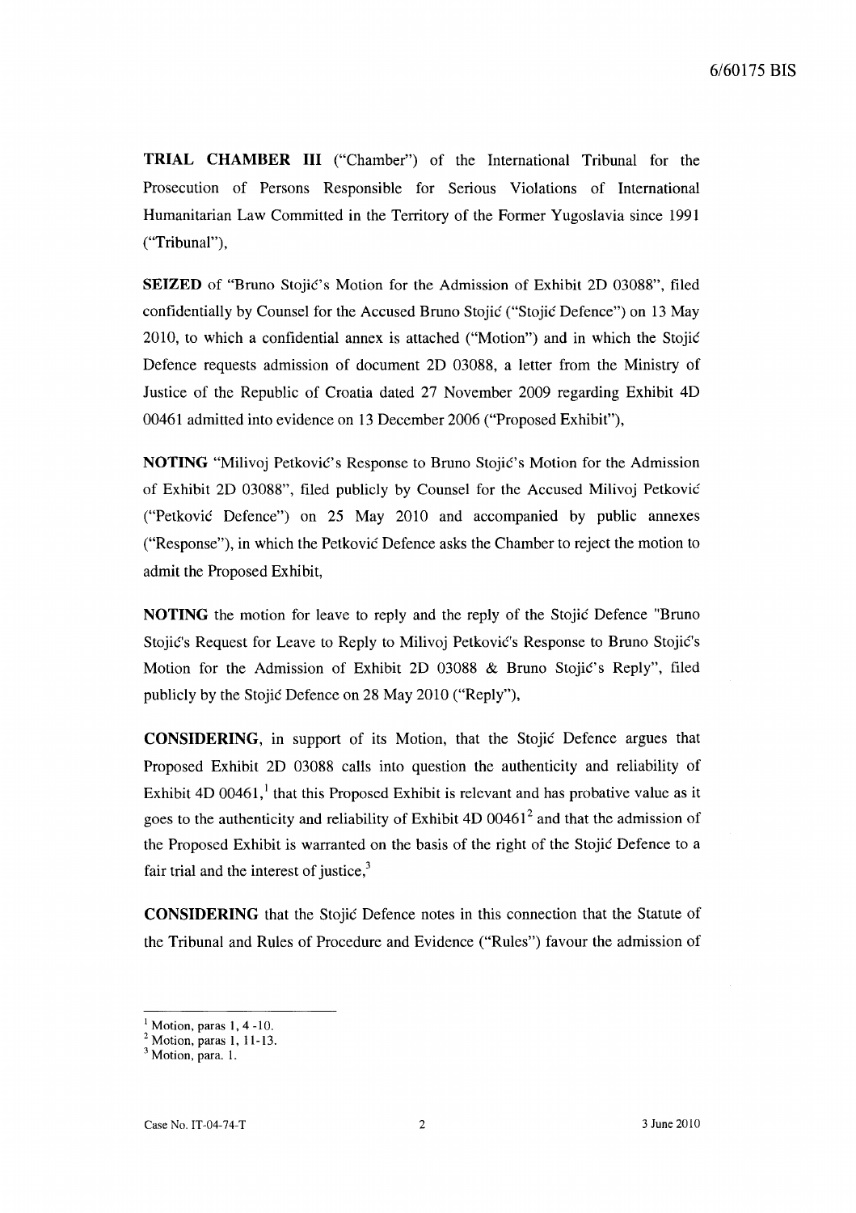**TRIAL CHAMBER III** ("Chamber") of the International Tribunal for the Prosecution of Persons Responsible for Serious Violations of International Humanitarian Law Committed in the Territory of the Former Yugoslavia since 1991 ("Tribunal"),

**SEIZED** of "Bruno Stojić's Motion for the Admission of Exhibit 2D 03088", filed confidentially by Counsel for the Accused Bruno Stojić ("Stojić Defence") on 13 May 2010, to which a confidential annex is attached ("Motion") and in which the Stojić Defence requests admission of document 2D 03088, a letter from the Ministry of Justice of the Republic of Croatia dated 27 November 2009 regarding Exhibit 4D 00461 admitted into evidence on 13 December 2006 ("Proposed Exhibit"),

**NOTING** "Milivoj Petković's Response to Bruno Stojić's Motion for the Admission of Exhibit 2D 03088", filed publicly by Counsel for the Accused Milivoj Petković ("Petković Defence") on 25 May 2010 and accompanied by public annexes ("Response"), in which the Petković Defence asks the Chamber to reject the motion to admit the Proposed Exhibit,

**NOTING** the motion for leave to reply and the reply of the Stojić Defence "Bruno Stojić's Request for Leave to Reply to Milivoj Petković's Response to Bruno Stojić's Motion for the Admission of Exhibit 2D 03088 & Bruno Stojić's Reply", filed publicly by the Stojić Defence on 28 May 2010 ("Reply"),

**CONSIDERING**, in support of its Motion, that the Stojić Defence argues that Proposed Exhibit 2D 03088 calls into question the authenticity and reliability of Exhibit 4D 00461,[1] that this Proposed Exhibit is relevant and has probative value as it goes to the authenticity and reliability of Exhibit 4D 00461[2] and that the admission of the Proposed Exhibit is warranted on the basis of the right of the Stojić Defence to a fair trial and the interest of justice,[3]

**CONSIDERING** that the Stojić Defence notes in this connection that the Statute of the Tribunal and Rules of Procedure and Evidence ("Rules") favour the admission of

---

[1] Motion, paras 1, 4 -10.

[2] Motion, paras 1, 11-13.

[3] Motion, para. 1.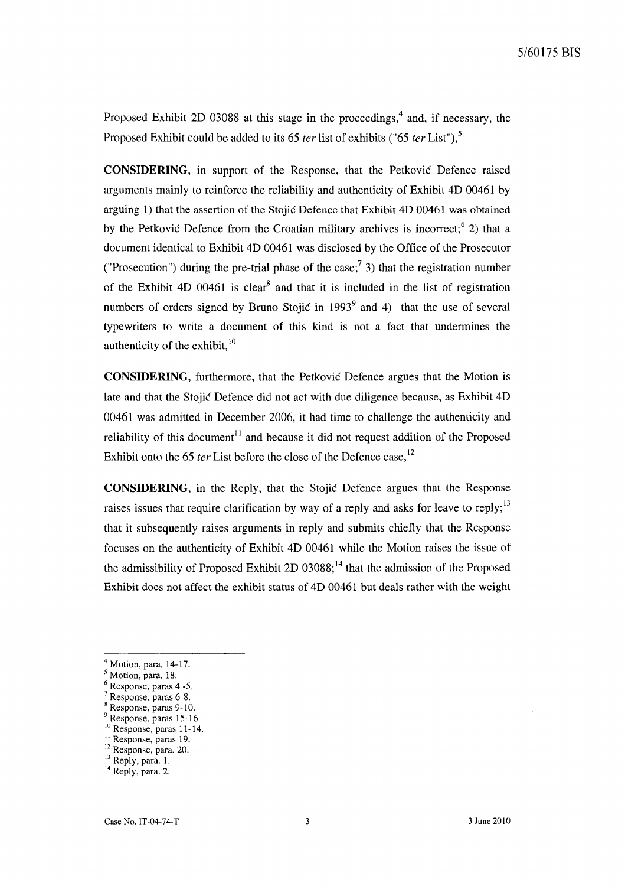Proposed Exhibit 2D 03088 at this stage in the proceedings,[4] and, if necessary, the Proposed Exhibit could be added to its 65 *ter* list of exhibits ("65 *ter* List"),[5]

**CONSIDERING**, in support of the Response, that the Petković Defence raised arguments mainly to reinforce the reliability and authenticity of Exhibit 4D 00461 by arguing 1) that the assertion of the Stojić Defence that Exhibit 4D 00461 was obtained by the Petković Defence from the Croatian military archives is incorrect;[6] 2) that a document identical to Exhibit 4D 00461 was disclosed by the Office of the Prosecutor ("Prosecution") during the pre-trial phase of the case;[7] 3) that the registration number of the Exhibit 4D 00461 is clear[8] and that it is included in the list of registration numbers of orders signed by Bruno Stojić in 1993[9] and 4) that the use of several typewriters to write a document of this kind is not a fact that undermines the authenticity of the exhibit,[10]

**CONSIDERING**, furthermore, that the Petković Defence argues that the Motion is late and that the Stojić Defence did not act with due diligence because, as Exhibit 4D 00461 was admitted in December 2006, it had time to challenge the authenticity and reliability of this document[11] and because it did not request addition of the Proposed Exhibit onto the 65 *ter* List before the close of the Defence case,[12]

**CONSIDERING**, in the Reply, that the Stojić Defence argues that the Response raises issues that require clarification by way of a reply and asks for leave to reply;[13] that it subsequently raises arguments in reply and submits chiefly that the Response focuses on the authenticity of Exhibit 4D 00461 while the Motion raises the issue of the admissibility of Proposed Exhibit 2D 03088;[14] that the admission of the Proposed Exhibit does not affect the exhibit status of 4D 00461 but deals rather with the weight

---

[4] Motion, para. 14-17.
[5] Motion, para. 18.
[6] Response, paras 4 -5.
[7] Response, paras 6-8.
[8] Response, paras 9-10.
[9] Response, paras 15-16.
[10] Response, paras 11-14.
[11] Response, paras 19.
[12] Response, para. 20.
[13] Reply, para. 1.
[14] Reply, para. 2.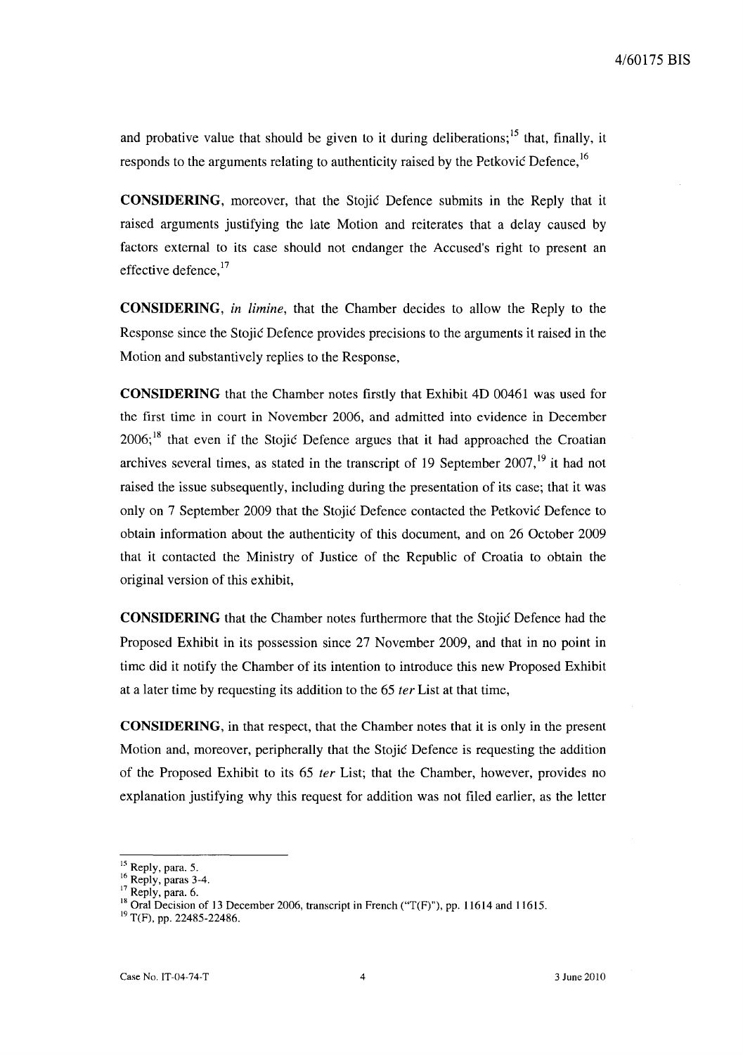and probative value that should be given to it during deliberations;[15] that, finally, it responds to the arguments relating to authenticity raised by the Petković Defence,[16]

**CONSIDERING**, moreover, that the Stojić Defence submits in the Reply that it raised arguments justifying the late Motion and reiterates that a delay caused by factors external to its case should not endanger the Accused's right to present an effective defence,[17]

**CONSIDERING**, *in limine*, that the Chamber decides to allow the Reply to the Response since the Stojić Defence provides precisions to the arguments it raised in the Motion and substantively replies to the Response,

**CONSIDERING** that the Chamber notes firstly that Exhibit 4D 00461 was used for the first time in court in November 2006, and admitted into evidence in December 2006;[18] that even if the Stojić Defence argues that it had approached the Croatian archives several times, as stated in the transcript of 19 September 2007,[19] it had not raised the issue subsequently, including during the presentation of its case; that it was only on 7 September 2009 that the Stojić Defence contacted the Petković Defence to obtain information about the authenticity of this document, and on 26 October 2009 that it contacted the Ministry of Justice of the Republic of Croatia to obtain the original version of this exhibit,

**CONSIDERING** that the Chamber notes furthermore that the Stojić Defence had the Proposed Exhibit in its possession since 27 November 2009, and that in no point in time did it notify the Chamber of its intention to introduce this new Proposed Exhibit at a later time by requesting its addition to the 65 *ter* List at that time,

**CONSIDERING**, in that respect, that the Chamber notes that it is only in the present Motion and, moreover, peripherally that the Stojić Defence is requesting the addition of the Proposed Exhibit to its 65 *ter* List; that the Chamber, however, provides no explanation justifying why this request for addition was not filed earlier, as the letter

---

[15] Reply, para. 5.

[16] Reply, paras 3-4.

[17] Reply, para. 6.

[18] Oral Decision of 13 December 2006, transcript in French ("T(F)"), pp. 11614 and 11615.

[19] T(F), pp. 22485-22486.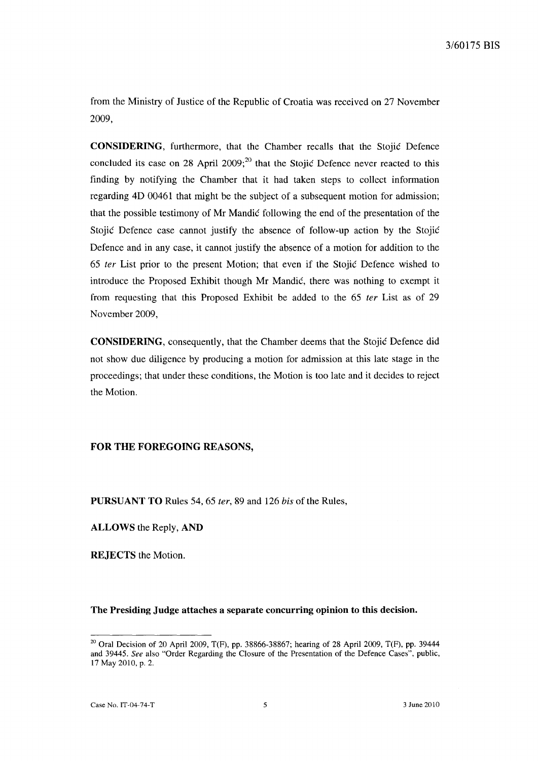from the Ministry of Justice of the Republic of Croatia was received on 27 November 2009,

**CONSIDERING**, furthermore, that the Chamber recalls that the Stojić Defence concluded its case on 28 April 2009;[20] that the Stojić Defence never reacted to this finding by notifying the Chamber that it had taken steps to collect information regarding 4D 00461 that might be the subject of a subsequent motion for admission; that the possible testimony of Mr Mandić following the end of the presentation of the Stojić Defence case cannot justify the absence of follow-up action by the Stojić Defence and in any case, it cannot justify the absence of a motion for addition to the 65 *ter* List prior to the present Motion; that even if the Stojić Defence wished to introduce the Proposed Exhibit though Mr Mandić, there was nothing to exempt it from requesting that this Proposed Exhibit be added to the 65 *ter* List as of 29 November 2009,

**CONSIDERING**, consequently, that the Chamber deems that the Stojić Defence did not show due diligence by producing a motion for admission at this late stage in the proceedings; that under these conditions, the Motion is too late and it decides to reject the Motion.

**FOR THE FOREGOING REASONS,**

**PURSUANT TO** Rules 54, 65 *ter*, 89 and 126 *bis* of the Rules,

**ALLOWS** the Reply, **AND**

**REJECTS** the Motion.

**The Presiding Judge attaches a separate concurring opinion to this decision.**

---

[20] Oral Decision of 20 April 2009, T(F), pp. 38866-38867; hearing of 28 April 2009, T(F), pp. 39444 and 39445. *See* also "Order Regarding the Closure of the Presentation of the Defence Cases", public, 17 May 2010, p. 2.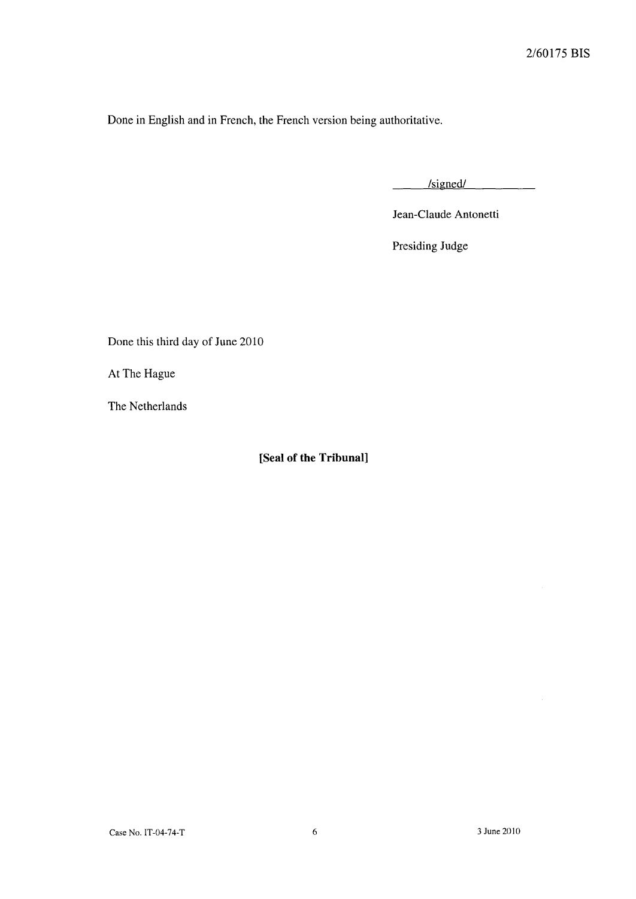Done in English and in French, the French version being authoritative.

/signed/

Jean-Claude Antonetti

Presiding Judge

Done this third day of June 2010

At The Hague

The Netherlands

**[Seal of the Tribunal]**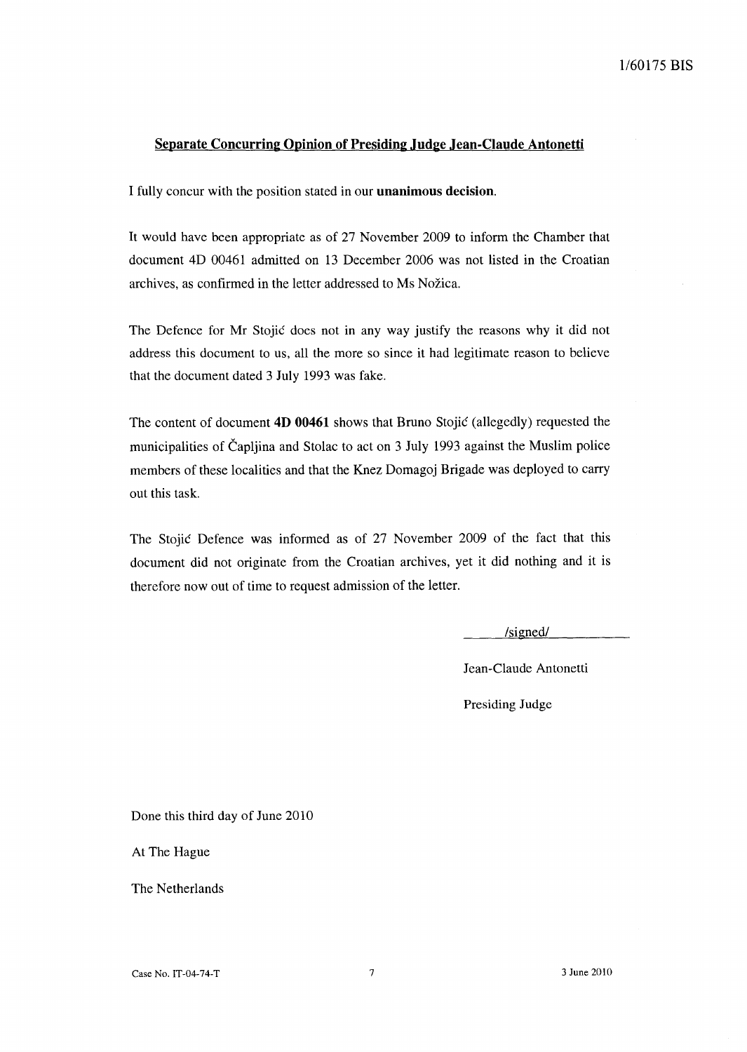**Separate Concurring Opinion of Presiding Judge Jean-Claude Antonetti**

I fully concur with the position stated in our **unanimous decision**.

It would have been appropriate as of 27 November 2009 to inform the Chamber that document 4D 00461 admitted on 13 December 2006 was not listed in the Croatian archives, as confirmed in the letter addressed to Ms Nožica.

The Defence for Mr Stojić does not in any way justify the reasons why it did not address this document to us, all the more so since it had legitimate reason to believe that the document dated 3 July 1993 was fake.

The content of document **4D 00461** shows that Bruno Stojić (allegedly) requested the municipalities of Čapljina and Stolac to act on 3 July 1993 against the Muslim police members of these localities and that the Knez Domagoj Brigade was deployed to carry out this task.

The Stojić Defence was informed as of 27 November 2009 of the fact that this document did not originate from the Croatian archives, yet it did nothing and it is therefore now out of time to request admission of the letter.

/signed/

Jean-Claude Antonetti

Presiding Judge

Done this third day of June 2010

At The Hague

The Netherlands